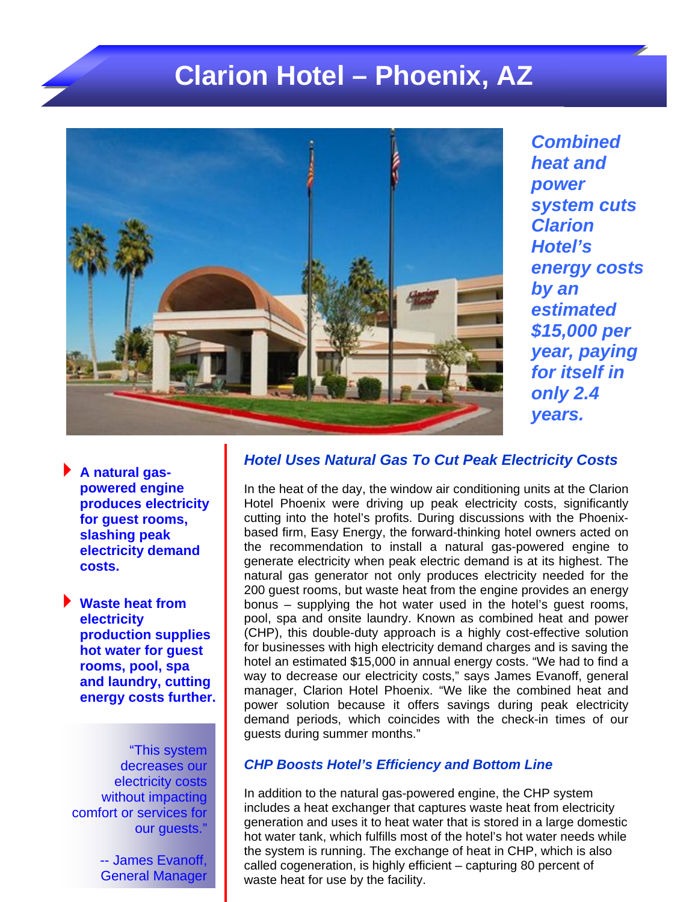# Clarion Hotel – Phoenix, AZ

***Combined heat and power system cuts Clarion Hotel's energy costs by an estimated $15,000 per year, paying for itself in only 2.4 years.***

- **A natural gas-powered engine produces electricity for guest rooms, slashing peak electricity demand costs.**
- **Waste heat from electricity production supplies hot water for guest rooms, pool, spa and laundry, cutting energy costs further.**

"This system decreases our electricity costs without impacting comfort or services for our guests."

-- James Evanoff, General Manager

### *Hotel Uses Natural Gas To Cut Peak Electricity Costs*

In the heat of the day, the window air conditioning units at the Clarion Hotel Phoenix were driving up peak electricity costs, significantly cutting into the hotel's profits. During discussions with the Phoenix-based firm, Easy Energy, the forward-thinking hotel owners acted on the recommendation to install a natural gas-powered engine to generate electricity when peak electric demand is at its highest. The natural gas generator not only produces electricity needed for the 200 guest rooms, but waste heat from the engine provides an energy bonus – supplying the hot water used in the hotel's guest rooms, pool, spa and onsite laundry. Known as combined heat and power (CHP), this double-duty approach is a highly cost-effective solution for businesses with high electricity demand charges and is saving the hotel an estimated $15,000 in annual energy costs. "We had to find a way to decrease our electricity costs," says James Evanoff, general manager, Clarion Hotel Phoenix. "We like the combined heat and power solution because it offers savings during peak electricity demand periods, which coincides with the check-in times of our guests during summer months."

### *CHP Boosts Hotel's Efficiency and Bottom Line*

In addition to the natural gas-powered engine, the CHP system includes a heat exchanger that captures waste heat from electricity generation and uses it to heat water that is stored in a large domestic hot water tank, which fulfills most of the hotel's hot water needs while the system is running. The exchange of heat in CHP, which is also called cogeneration, is highly efficient – capturing 80 percent of waste heat for use by the facility.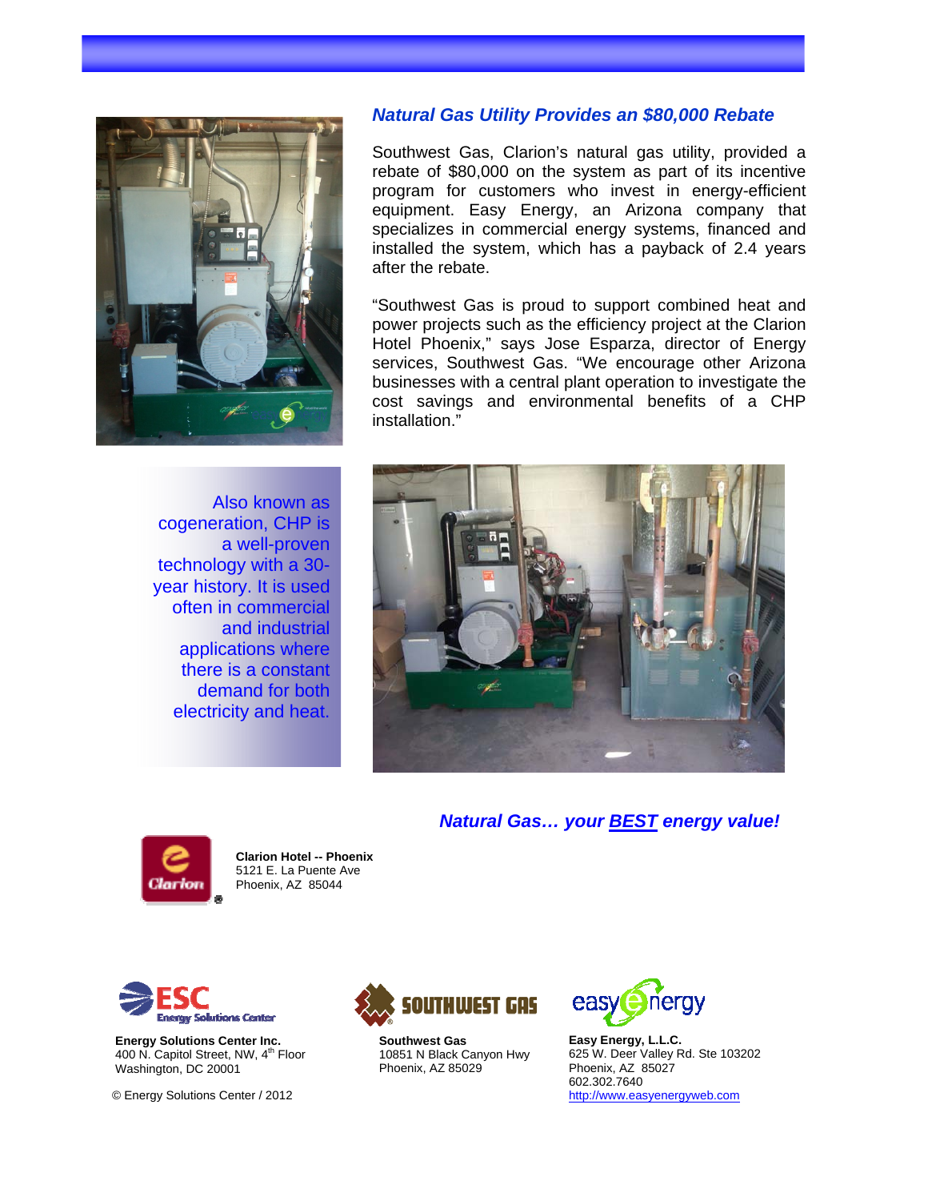### *Natural Gas Utility Provides an $80,000 Rebate*

Southwest Gas, Clarion's natural gas utility, provided a rebate of $80,000 on the system as part of its incentive program for customers who invest in energy-efficient equipment. Easy Energy, an Arizona company that specializes in commercial energy systems, financed and installed the system, which has a payback of 2.4 years after the rebate.

"Southwest Gas is proud to support combined heat and power projects such as the efficiency project at the Clarion Hotel Phoenix," says Jose Esparza, director of Energy services, Southwest Gas. "We encourage other Arizona businesses with a central plant operation to investigate the cost savings and environmental benefits of a CHP installation."

Also known as cogeneration, CHP is a well-proven technology with a 30-year history. It is used often in commercial and industrial applications where there is a constant demand for both electricity and heat.

***Natural Gas… your BEST energy value!***

**Clarion Hotel -- Phoenix**
5121 E. La Puente Ave
Phoenix, AZ 85044

**Energy Solutions Center Inc.**
400 N. Capitol Street, NW, 4th Floor
Washington, DC 20001

© Energy Solutions Center / 2012

**Southwest Gas**
10851 N Black Canyon Hwy
Phoenix, AZ 85029

**Easy Energy, L.L.C.**
625 W. Deer Valley Rd. Ste 103202
Phoenix, AZ 85027
602.302.7640
http://www.easyenergyweb.com